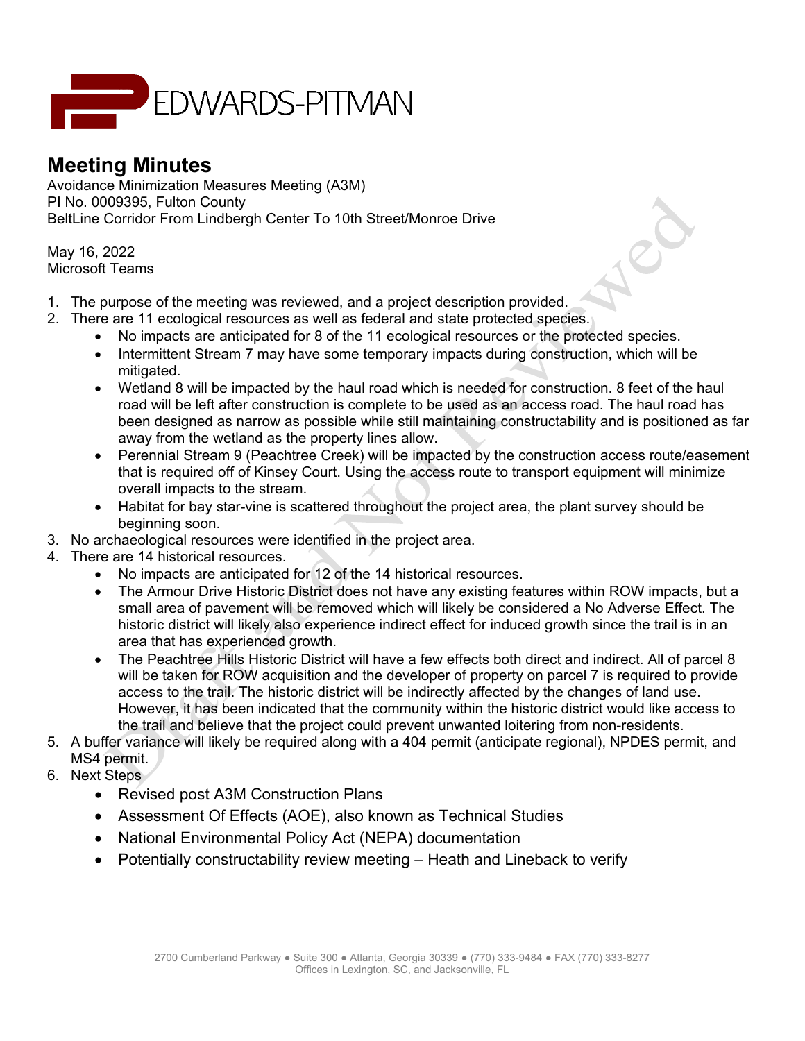EDWARDS-PITMAN

# Meeting Minutes

Avoidance Minimization Measures Meeting (A3M)
PI No. 0009395, Fulton County
BeltLine Corridor From Lindbergh Center To 10th Street/Monroe Drive

May 16, 2022
Microsoft Teams

1. The purpose of the meeting was reviewed, and a project description provided.
2. There are 11 ecological resources as well as federal and state protected species.
   - No impacts are anticipated for 8 of the 11 ecological resources or the protected species.
   - Intermittent Stream 7 may have some temporary impacts during construction, which will be mitigated.
   - Wetland 8 will be impacted by the haul road which is needed for construction. 8 feet of the haul road will be left after construction is complete to be used as an access road. The haul road has been designed as narrow as possible while still maintaining constructability and is positioned as far away from the wetland as the property lines allow.
   - Perennial Stream 9 (Peachtree Creek) will be impacted by the construction access route/easement that is required off of Kinsey Court. Using the access route to transport equipment will minimize overall impacts to the stream.
   - Habitat for bay star-vine is scattered throughout the project area, the plant survey should be beginning soon.
3. No archaeological resources were identified in the project area.
4. There are 14 historical resources.
   - No impacts are anticipated for 12 of the 14 historical resources.
   - The Armour Drive Historic District does not have any existing features within ROW impacts, but a small area of pavement will be removed which will likely be considered a No Adverse Effect. The historic district will likely also experience indirect effect for induced growth since the trail is in an area that has experienced growth.
   - The Peachtree Hills Historic District will have a few effects both direct and indirect. All of parcel 8 will be taken for ROW acquisition and the developer of property on parcel 7 is required to provide access to the trail. The historic district will be indirectly affected by the changes of land use. However, it has been indicated that the community within the historic district would like access to the trail and believe that the project could prevent unwanted loitering from non-residents.
5. A buffer variance will likely be required along with a 404 permit (anticipate regional), NPDES permit, and MS4 permit.
6. Next Steps
   - Revised post A3M Construction Plans
   - Assessment Of Effects (AOE), also known as Technical Studies
   - National Environmental Policy Act (NEPA) documentation
   - Potentially constructability review meeting – Heath and Lineback to verify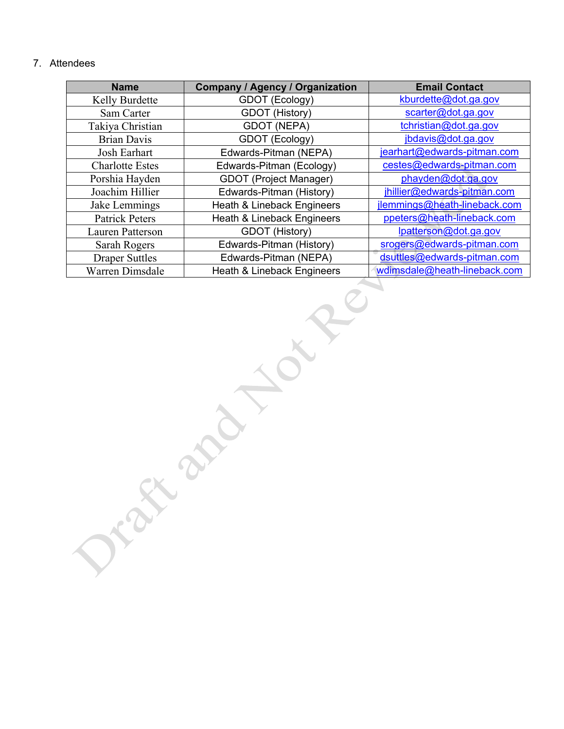7. Attendees

| Name | Company / Agency / Organization | Email Contact |
|---|---|---|
| Kelly Burdette | GDOT (Ecology) | kburdette@dot.ga.gov |
| Sam Carter | GDOT (History) | scarter@dot.ga.gov |
| Takiya Christian | GDOT (NEPA) | tchristian@dot.ga.gov |
| Brian Davis | GDOT (Ecology) | jbdavis@dot.ga.gov |
| Josh Earhart | Edwards-Pitman (NEPA) | jearhart@edwards-pitman.com |
| Charlotte Estes | Edwards-Pitman (Ecology) | cestes@edwards-pitman.com |
| Porshia Hayden | GDOT (Project Manager) | phayden@dot.ga.gov |
| Joachim Hillier | Edwards-Pitman (History) | jhillier@edwards-pitman.com |
| Jake Lemmings | Heath & Lineback Engineers | jlemmings@heath-lineback.com |
| Patrick Peters | Heath & Lineback Engineers | ppeters@heath-lineback.com |
| Lauren Patterson | GDOT (History) | lpatterson@dot.ga.gov |
| Sarah Rogers | Edwards-Pitman (History) | srogers@edwards-pitman.com |
| Draper Suttles | Edwards-Pitman (NEPA) | dsuttles@edwards-pitman.com |
| Warren Dimsdale | Heath & Lineback Engineers | wdimsdale@heath-lineback.com |